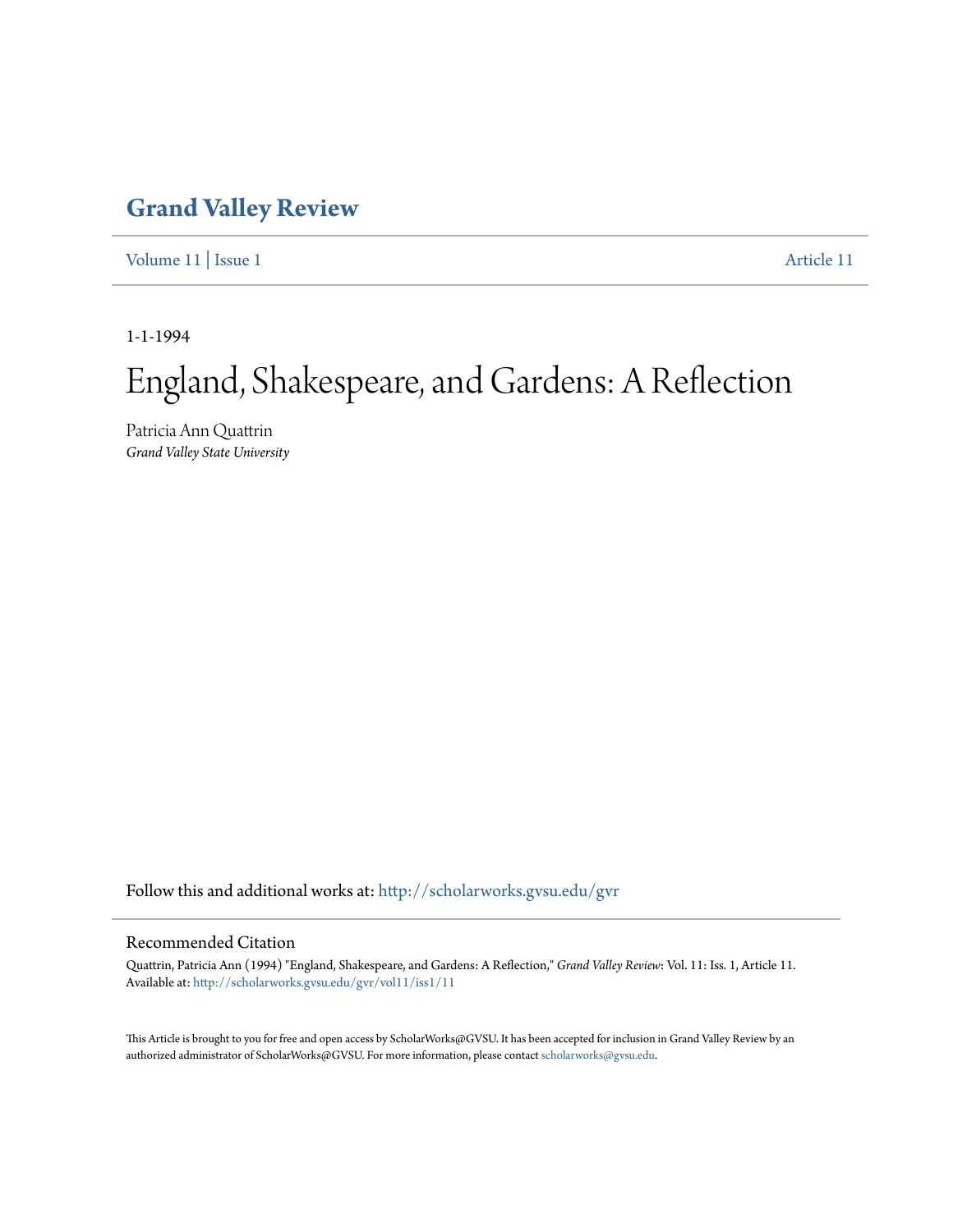# Grand Valley Review

Volume 11 | Issue 1 Article 11

1-1-1994

# England, Shakespeare, and Gardens: A Reflection

Patricia Ann Quattrin
*Grand Valley State University*

Follow this and additional works at: http://scholarworks.gvsu.edu/gvr

## Recommended Citation

Quattrin, Patricia Ann (1994) "England, Shakespeare, and Gardens: A Reflection," *Grand Valley Review*: Vol. 11: Iss. 1, Article 11.
Available at: http://scholarworks.gvsu.edu/gvr/vol11/iss1/11

This Article is brought to you for free and open access by ScholarWorks@GVSU. It has been accepted for inclusion in Grand Valley Review by an authorized administrator of ScholarWorks@GVSU. For more information, please contact scholarworks@gvsu.edu.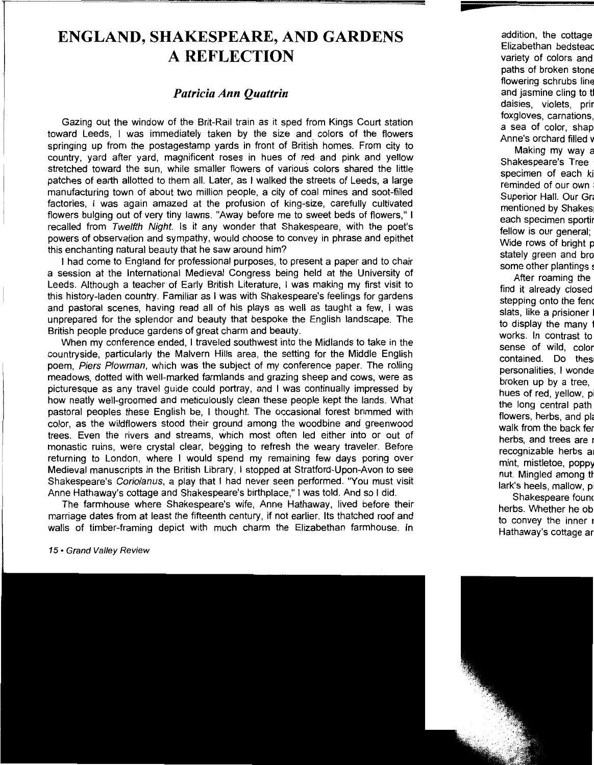# ENGLAND, SHAKESPEARE, AND GARDENS A REFLECTION

### *Patricia Ann Quattrin*

Gazing out the window of the Brit-Rail train as it sped from Kings Court station toward Leeds, I was immediately taken by the size and colors of the flowers springing up from the postagestamp yards in front of British homes. From city to country, yard after yard, magnificent roses in hues of red and pink and yellow stretched toward the sun, while smaller flowers of various colors shared the little patches of earth allotted to them all. Later, as I walked the streets of Leeds, a large manufacturing town of about two million people, a city of coal mines and soot-filled factories, I was again amazed at the profusion of king-size, carefully cultivated flowers bulging out of very tiny lawns. "Away before me to sweet beds of flowers," I recalled from *Twelfth Night*. Is it any wonder that Shakespeare, with the poet's powers of observation and sympathy, would choose to convey in phrase and epithet this enchanting natural beauty that he saw around him?

I had come to England for professional purposes, to present a paper and to chair a session at the International Medieval Congress being held at the University of Leeds. Although a teacher of Early British Literature, I was making my first visit to this history-laden country. Familiar as I was with Shakespeare's feelings for gardens and pastoral scenes, having read all of his plays as well as taught a few, I was unprepared for the splendor and beauty that bespoke the English landscape. The British people produce gardens of great charm and beauty.

When my conference ended, I traveled southwest into the Midlands to take in the countryside, particularly the Malvern Hills area, the setting for the Middle English poem, *Piers Plowman*, which was the subject of my conference paper. The rolling meadows, dotted with well-marked farmlands and grazing sheep and cows, were as picturesque as any travel guide could portray, and I was continually impressed by how neatly well-groomed and meticulously clean these people kept the lands. What pastoral peoples these English be, I thought. The occasional forest brimmed with color, as the wildflowers stood their ground among the woodbine and greenwood trees. Even the rivers and streams, which most often led either into or out of monastic ruins, were crystal clear, begging to refresh the weary traveler. Before returning to London, where I would spend my remaining few days poring over Medieval manuscripts in the British Library, I stopped at Stratford-Upon-Avon to see Shakespeare's *Coriolanus*, a play that I had never seen performed. "You must visit Anne Hathaway's cottage and Shakespeare's birthplace," I was told. And so I did.

The farmhouse where Shakespeare's wife, Anne Hathaway, lived before their marriage dates from at least the fifteenth century, if not earlier. Its thatched roof and walls of timber-framing depict with much charm the Elizabethan farmhouse. In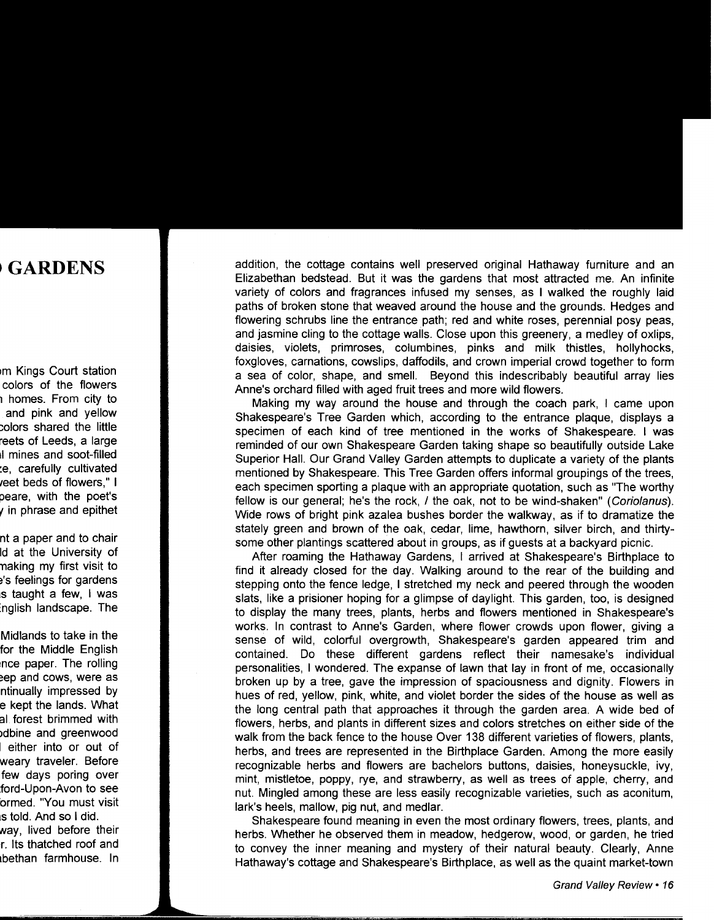addition, the cottage contains well preserved original Hathaway furniture and an Elizabethan bedstead. But it was the gardens that most attracted me. An infinite variety of colors and fragrances infused my senses, as I walked the roughly laid paths of broken stone that weaved around the house and the grounds. Hedges and flowering schrubs line the entrance path; red and white roses, perennial posy peas, and jasmine cling to the cottage walls. Close upon this greenery, a medley of oxlips, daisies, violets, primroses, columbines, pinks and milk thistles, hollyhocks, foxgloves, carnations, cowslips, daffodils, and crown imperial crowd together to form a sea of color, shape, and smell. Beyond this indescribably beautiful array lies Anne's orchard filled with aged fruit trees and more wild flowers.

Making my way around the house and through the coach park, I came upon Shakespeare's Tree Garden which, according to the entrance plaque, displays a specimen of each kind of tree mentioned in the works of Shakespeare. I was reminded of our own Shakespeare Garden taking shape so beautifully outside Lake Superior Hall. Our Grand Valley Garden attempts to duplicate a variety of the plants mentioned by Shakespeare. This Tree Garden offers informal groupings of the trees, each specimen sporting a plaque with an appropriate quotation, such as "The worthy fellow is our general; he's the rock, / the oak, not to be wind-shaken" (*Coriolanus*). Wide rows of bright pink azalea bushes border the walkway, as if to dramatize the stately green and brown of the oak, cedar, lime, hawthorn, silver birch, and thirty-some other plantings scattered about in groups, as if guests at a backyard picnic.

After roaming the Hathaway Gardens, I arrived at Shakespeare's Birthplace to find it already closed for the day. Walking around to the rear of the building and stepping onto the fence ledge, I stretched my neck and peered through the wooden slats, like a prisioner hoping for a glimpse of daylight. This garden, too, is designed to display the many trees, plants, herbs and flowers mentioned in Shakespeare's works. In contrast to Anne's Garden, where flower crowds upon flower, giving a sense of wild, colorful overgrowth, Shakespeare's garden appeared trim and contained. Do these different gardens reflect their namesake's individual personalities, I wondered. The expanse of lawn that lay in front of me, occasionally broken up by a tree, gave the impression of spaciousness and dignity. Flowers in hues of red, yellow, pink, white, and violet border the sides of the house as well as the long central path that approaches it through the garden area. A wide bed of flowers, herbs, and plants in different sizes and colors stretches on either side of the walk from the back fence to the house Over 138 different varieties of flowers, plants, herbs, and trees are represented in the Birthplace Garden. Among the more easily recognizable herbs and flowers are bachelors buttons, daisies, honeysuckle, ivy, mint, mistletoe, poppy, rye, and strawberry, as well as trees of apple, cherry, and nut. Mingled among these are less easily recognizable varieties, such as aconitum, lark's heels, mallow, pig nut, and medlar.

Shakespeare found meaning in even the most ordinary flowers, trees, plants, and herbs. Whether he observed them in meadow, hedgerow, wood, or garden, he tried to convey the inner meaning and mystery of their natural beauty. Clearly, Anne Hathaway's cottage and Shakespeare's Birthplace, as well as the quaint market-town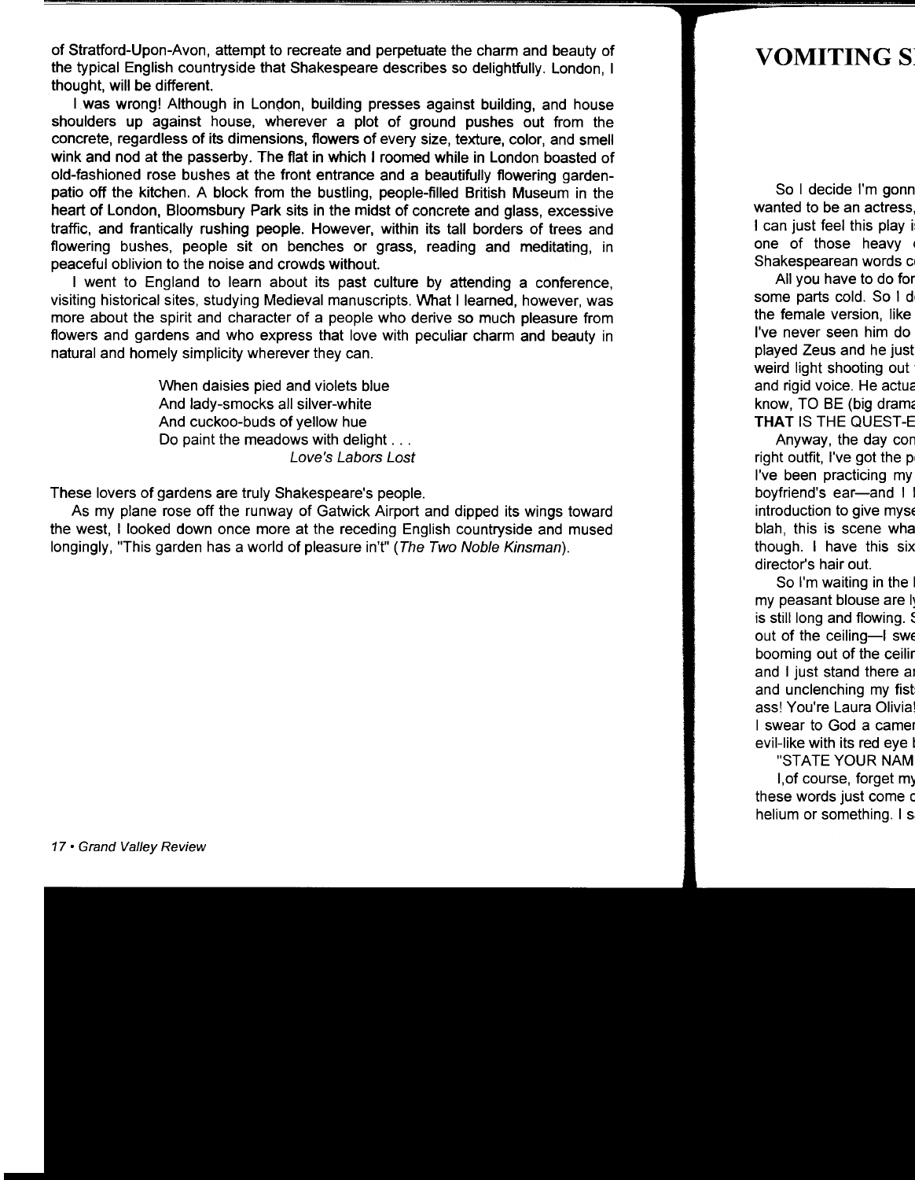of Stratford-Upon-Avon, attempt to recreate and perpetuate the charm and beauty of the typical English countryside that Shakespeare describes so delightfully. London, I thought, will be different.

I was wrong! Although in London, building presses against building, and house shoulders up against house, wherever a plot of ground pushes out from the concrete, regardless of its dimensions, flowers of every size, texture, color, and smell wink and nod at the passerby. The flat in which I roomed while in London boasted of old-fashioned rose bushes at the front entrance and a beautifully flowering garden-patio off the kitchen. A block from the bustling, people-filled British Museum in the heart of London, Bloomsbury Park sits in the midst of concrete and glass, excessive traffic, and frantically rushing people. However, within its tall borders of trees and flowering bushes, people sit on benches or grass, reading and meditating, in peaceful oblivion to the noise and crowds without.

I went to England to learn about its past culture by attending a conference, visiting historical sites, studying Medieval manuscripts. What I learned, however, was more about the spirit and character of a people who derive so much pleasure from flowers and gardens and who express that love with peculiar charm and beauty in natural and homely simplicity wherever they can.

> When daisies pied and violets blue
> And lady-smocks all silver-white
> And cuckoo-buds of yellow hue
> Do paint the meadows with delight . . .
>
> *Love's Labors Lost*

These lovers of gardens are truly Shakespeare's people.

As my plane rose off the runway of Gatwick Airport and dipped its wings toward the west, I looked down once more at the receding English countryside and mused longingly, "This garden has a world of pleasure in't" (*The Two Noble Kinsman*).